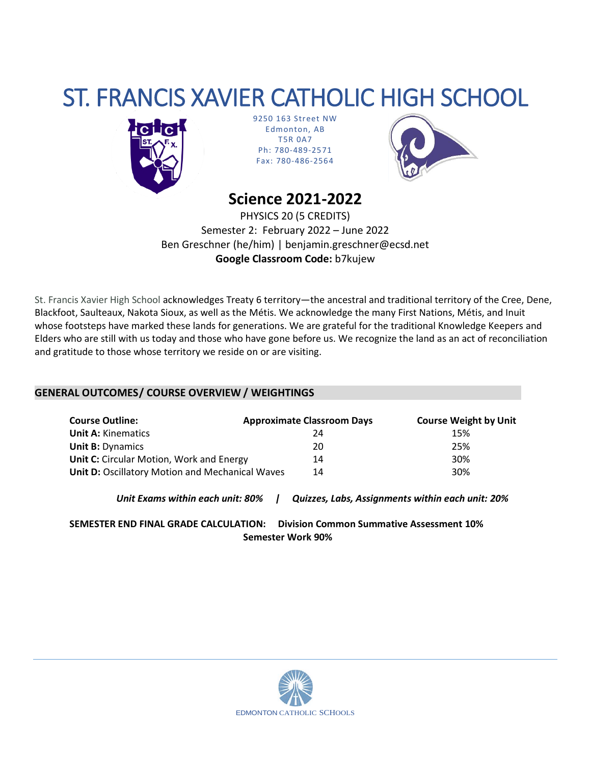# ST. FRANCIS XAVIER CATHOLIC HIGH SCHOOL

9250 163 Street NW
Edmonton, AB
T5R 0A7
Ph: 780-489-2571
Fax: 780-486-2564

## Science 2021-2022

PHYSICS 20 (5 CREDITS)
Semester 2: February 2022 – June 2022
Ben Greschner (he/him) | benjamin.greschner@ecsd.net
**Google Classroom Code:** b7kujew

St. Francis Xavier High School acknowledges Treaty 6 territory—the ancestral and traditional territory of the Cree, Dene, Blackfoot, Saulteaux, Nakota Sioux, as well as the Métis. We acknowledge the many First Nations, Métis, and Inuit whose footsteps have marked these lands for generations. We are grateful for the traditional Knowledge Keepers and Elders who are still with us today and those who have gone before us. We recognize the land as an act of reconciliation and gratitude to those whose territory we reside on or are visiting.

### GENERAL OUTCOMES/ COURSE OVERVIEW / WEIGHTINGS

| Course Outline: | Approximate Classroom Days | Course Weight by Unit |
|---|---|---|
| **Unit A:** Kinematics | 24 | 15% |
| **Unit B:** Dynamics | 20 | 25% |
| **Unit C:** Circular Motion, Work and Energy | 14 | 30% |
| **Unit D:** Oscillatory Motion and Mechanical Waves | 14 | 30% |

***Unit Exams within each unit: 80% | Quizzes, Labs, Assignments within each unit: 20%***

**SEMESTER END FINAL GRADE CALCULATION: Division Common Summative Assessment 10%**
**Semester Work 90%**

EDMONTON CATHOLIC SCHOOLS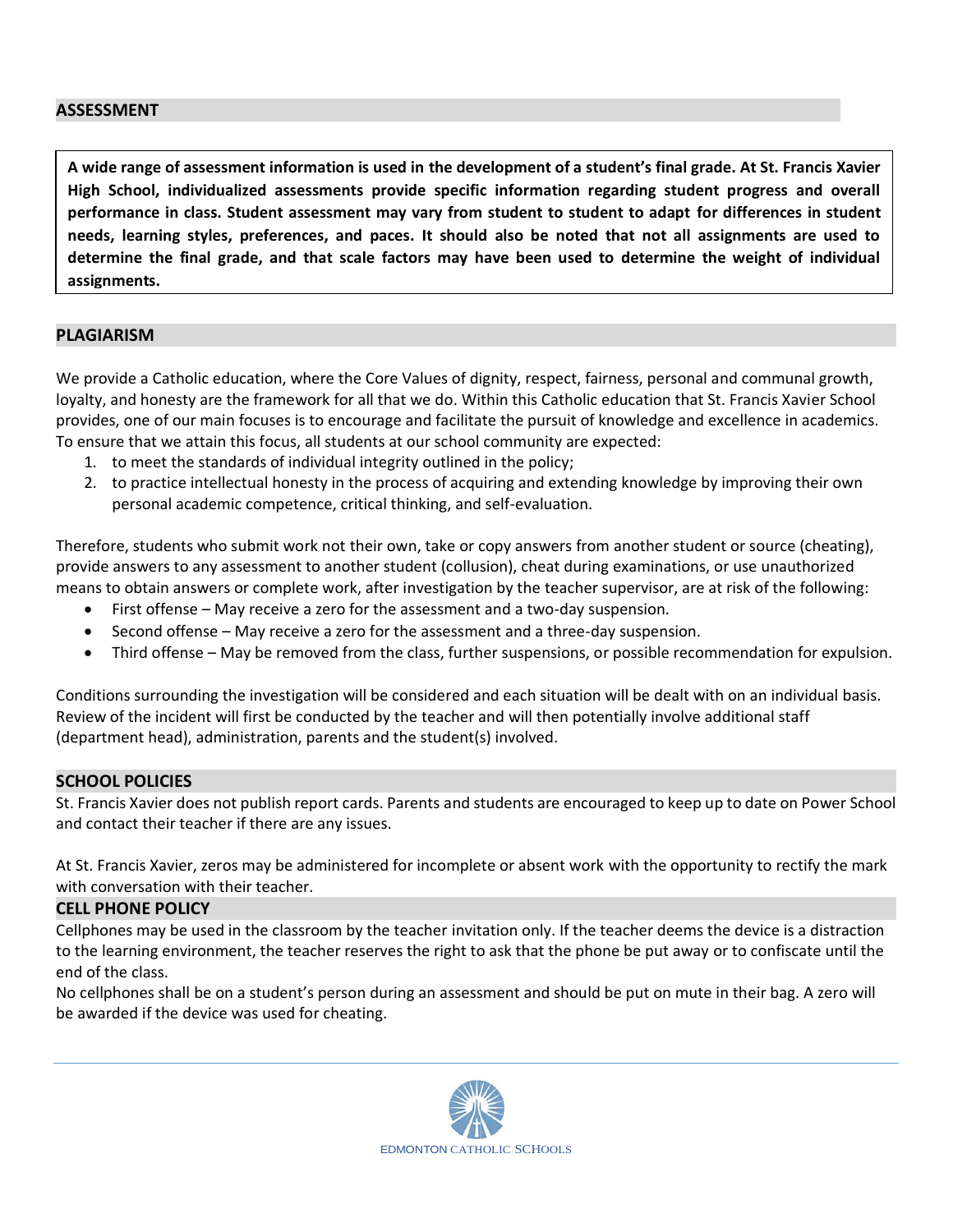## ASSESSMENT

**A wide range of assessment information is used in the development of a student's final grade. At St. Francis Xavier High School, individualized assessments provide specific information regarding student progress and overall performance in class. Student assessment may vary from student to student to adapt for differences in student needs, learning styles, preferences, and paces. It should also be noted that not all assignments are used to determine the final grade, and that scale factors may have been used to determine the weight of individual assignments.**

## PLAGIARISM

We provide a Catholic education, where the Core Values of dignity, respect, fairness, personal and communal growth, loyalty, and honesty are the framework for all that we do. Within this Catholic education that St. Francis Xavier School provides, one of our main focuses is to encourage and facilitate the pursuit of knowledge and excellence in academics. To ensure that we attain this focus, all students at our school community are expected:

1. to meet the standards of individual integrity outlined in the policy;
2. to practice intellectual honesty in the process of acquiring and extending knowledge by improving their own personal academic competence, critical thinking, and self-evaluation.

Therefore, students who submit work not their own, take or copy answers from another student or source (cheating), provide answers to any assessment to another student (collusion), cheat during examinations, or use unauthorized means to obtain answers or complete work, after investigation by the teacher supervisor, are at risk of the following:

- First offense – May receive a zero for the assessment and a two-day suspension.
- Second offense – May receive a zero for the assessment and a three-day suspension.
- Third offense – May be removed from the class, further suspensions, or possible recommendation for expulsion.

Conditions surrounding the investigation will be considered and each situation will be dealt with on an individual basis. Review of the incident will first be conducted by the teacher and will then potentially involve additional staff (department head), administration, parents and the student(s) involved.

## SCHOOL POLICIES

St. Francis Xavier does not publish report cards. Parents and students are encouraged to keep up to date on Power School and contact their teacher if there are any issues.

At St. Francis Xavier, zeros may be administered for incomplete or absent work with the opportunity to rectify the mark with conversation with their teacher.

## CELL PHONE POLICY

Cellphones may be used in the classroom by the teacher invitation only. If the teacher deems the device is a distraction to the learning environment, the teacher reserves the right to ask that the phone be put away or to confiscate until the end of the class.

No cellphones shall be on a student's person during an assessment and should be put on mute in their bag. A zero will be awarded if the device was used for cheating.